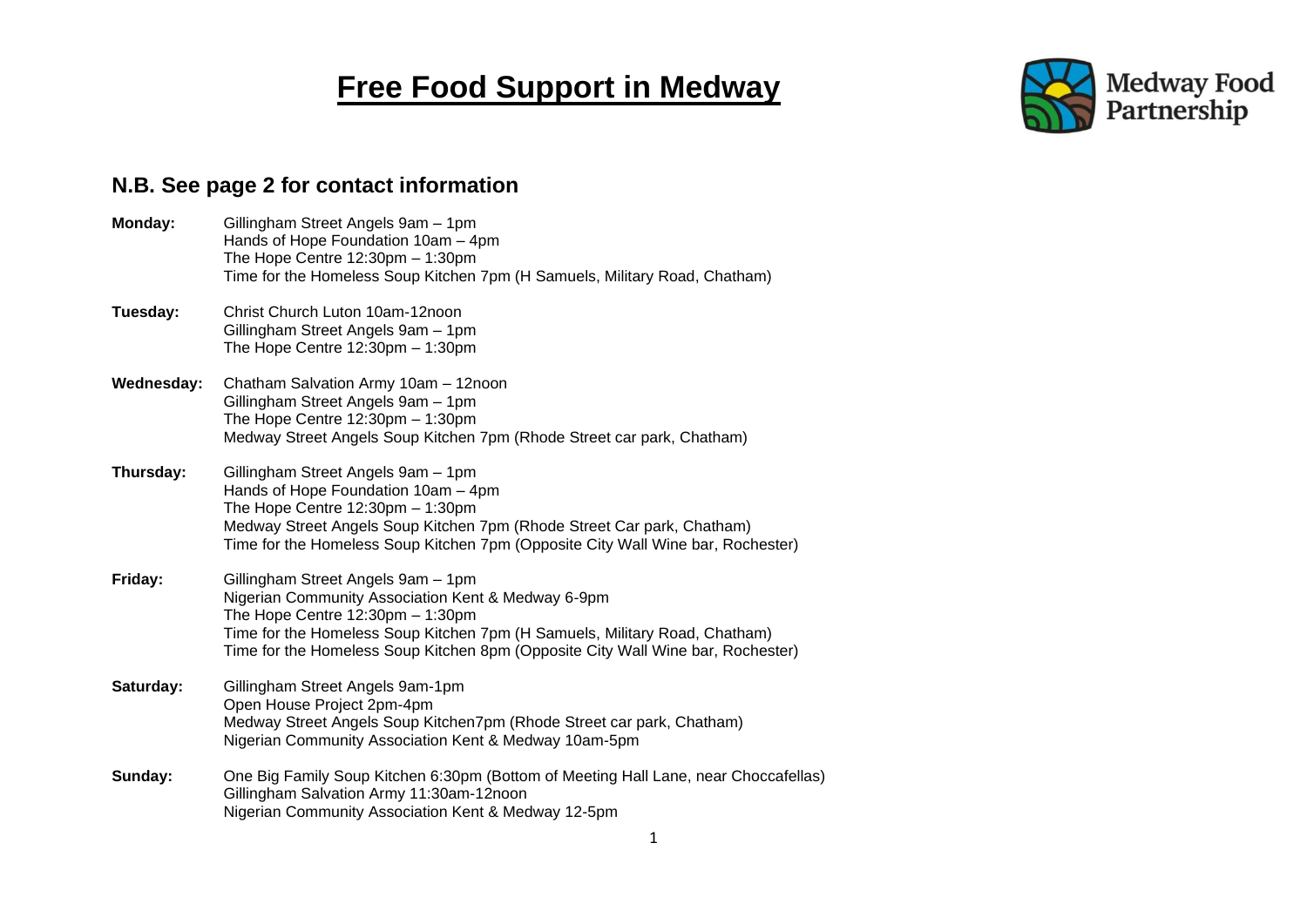# Free Food Support in Medway

Medway Food Partnership

## N.B. See page 2 for contact information

**Monday:**
Gillingham Street Angels 9am – 1pm
Hands of Hope Foundation 10am – 4pm
The Hope Centre 12:30pm – 1:30pm
Time for the Homeless Soup Kitchen 7pm (H Samuels, Military Road, Chatham)

**Tuesday:**
Christ Church Luton 10am-12noon
Gillingham Street Angels 9am – 1pm
The Hope Centre 12:30pm – 1:30pm

**Wednesday:**
Chatham Salvation Army 10am – 12noon
Gillingham Street Angels 9am – 1pm
The Hope Centre 12:30pm – 1:30pm
Medway Street Angels Soup Kitchen 7pm (Rhode Street car park, Chatham)

**Thursday:**
Gillingham Street Angels 9am – 1pm
Hands of Hope Foundation 10am – 4pm
The Hope Centre 12:30pm – 1:30pm
Medway Street Angels Soup Kitchen 7pm (Rhode Street Car park, Chatham)
Time for the Homeless Soup Kitchen 7pm (Opposite City Wall Wine bar, Rochester)

**Friday:**
Gillingham Street Angels 9am – 1pm
Nigerian Community Association Kent & Medway 6-9pm
The Hope Centre 12:30pm – 1:30pm
Time for the Homeless Soup Kitchen 7pm (H Samuels, Military Road, Chatham)
Time for the Homeless Soup Kitchen 8pm (Opposite City Wall Wine bar, Rochester)

**Saturday:**
Gillingham Street Angels 9am-1pm
Open House Project 2pm-4pm
Medway Street Angels Soup Kitchen7pm (Rhode Street car park, Chatham)
Nigerian Community Association Kent & Medway 10am-5pm

**Sunday:**
One Big Family Soup Kitchen 6:30pm (Bottom of Meeting Hall Lane, near Choccafellas)
Gillingham Salvation Army 11:30am-12noon
Nigerian Community Association Kent & Medway 12-5pm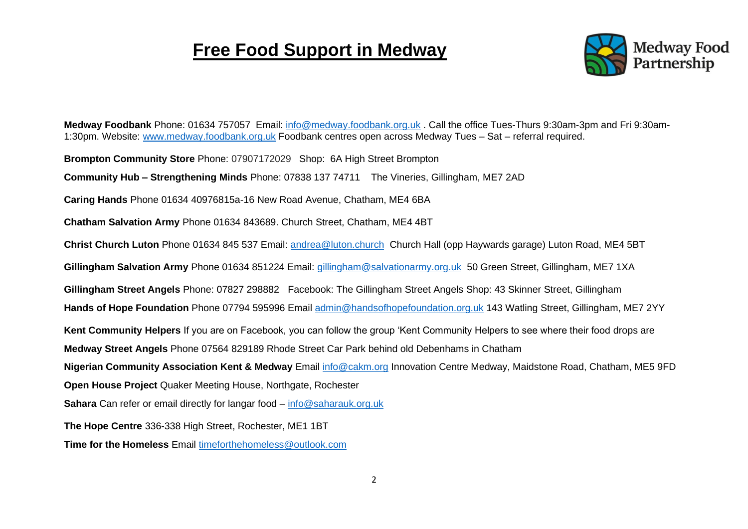# Free Food Support in Medway

Medway Food Partnership

**Medway Foodbank** Phone: 01634 757057 Email: info@medway.foodbank.org.uk . Call the office Tues-Thurs 9:30am-3pm and Fri 9:30am-1:30pm. Website: www.medway.foodbank.org.uk Foodbank centres open across Medway Tues – Sat – referral required.

**Brompton Community Store** Phone: 07907172029 Shop: 6A High Street Brompton

**Community Hub – Strengthening Minds** Phone: 07838 137 74711 The Vineries, Gillingham, ME7 2AD

**Caring Hands** Phone 01634 40976815a-16 New Road Avenue, Chatham, ME4 6BA

**Chatham Salvation Army** Phone 01634 843689. Church Street, Chatham, ME4 4BT

**Christ Church Luton** Phone 01634 845 537 Email: andrea@luton.church Church Hall (opp Haywards garage) Luton Road, ME4 5BT

**Gillingham Salvation Army** Phone 01634 851224 Email: gillingham@salvationarmy.org.uk 50 Green Street, Gillingham, ME7 1XA

**Gillingham Street Angels** Phone: 07827 298882 Facebook: The Gillingham Street Angels Shop: 43 Skinner Street, Gillingham

**Hands of Hope Foundation** Phone 07794 595996 Email admin@handsofhopefoundation.org.uk 143 Watling Street, Gillingham, ME7 2YY

**Kent Community Helpers** If you are on Facebook, you can follow the group 'Kent Community Helpers to see where their food drops are

**Medway Street Angels** Phone 07564 829189 Rhode Street Car Park behind old Debenhams in Chatham

**Nigerian Community Association Kent & Medway** Email info@cakm.org Innovation Centre Medway, Maidstone Road, Chatham, ME5 9FD

**Open House Project** Quaker Meeting House, Northgate, Rochester

**Sahara** Can refer or email directly for langar food – info@saharauk.org.uk

**The Hope Centre** 336-338 High Street, Rochester, ME1 1BT

**Time for the Homeless** Email timeforthehomeless@outlook.com